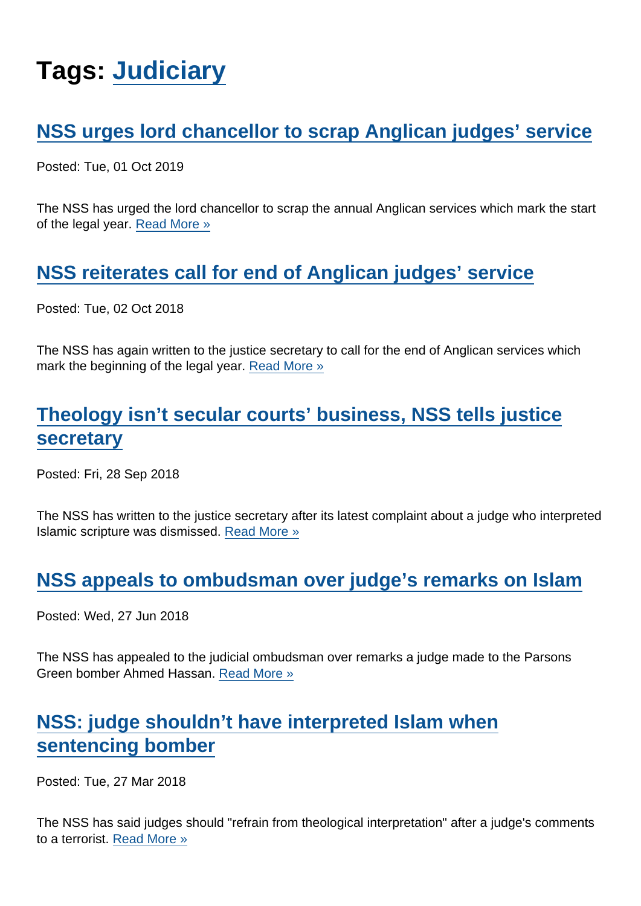# Tags: Judiciary

## NSS urges lord chancellor to scrap Anglican judges' service

Posted: Tue, 01 Oct 2019

The NSS has urged the lord chancellor to scrap the annual Anglican services which mark the start of the legal year. Read More »

## NSS reiterates call for end of Anglican judges' service

Posted: Tue, 02 Oct 2018

The NSS has again written to the justice secretary to call for the end of Anglican services which mark the beginning of the legal year. Read More »

## Theology isn't secular courts' business, NSS tells justice secretary

Posted: Fri, 28 Sep 2018

The NSS has written to the justice secretary after its latest complaint about a judge who interpreted Islamic scripture was dismissed. Read More »

## NSS appeals to ombudsman over judge's remarks on Islam

Posted: Wed, 27 Jun 2018

The NSS has appealed to the judicial ombudsman over remarks a judge made to the Parsons Green bomber Ahmed Hassan. Read More »

## NSS: judge shouldn't have interpreted Islam when sentencing bomber

Posted: Tue, 27 Mar 2018

The NSS has said judges should "refrain from theological interpretation" after a judge's comments to a terrorist. Read More »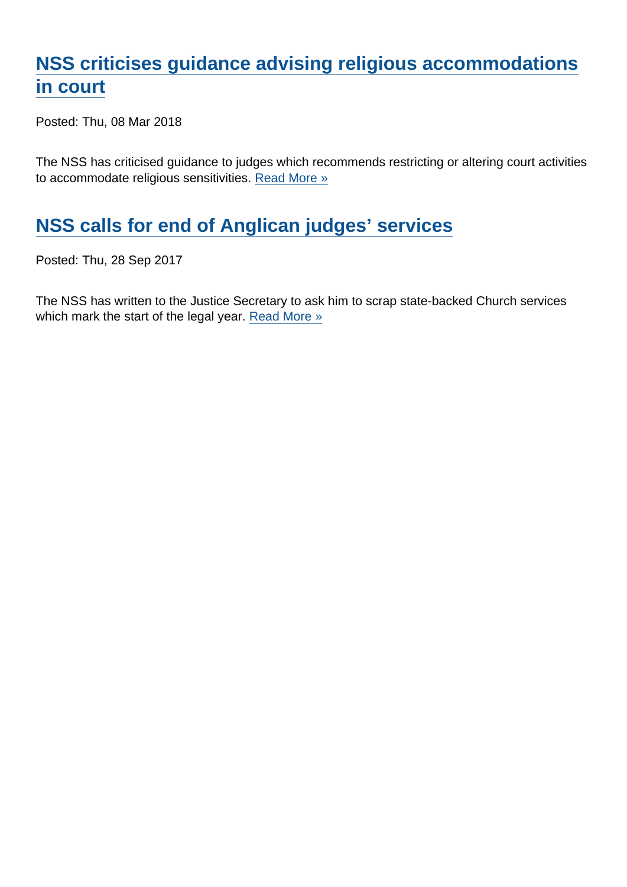## [NSS criticises guidance advising religious accommodations in court]

Posted: Thu, 08 Mar 2018

The NSS has criticised guidance to judges which recommends restricting or altering court activities to accommodate religious sensitivities. [Read More »]

## [NSS calls for end of Anglican judges' services]

Posted: Thu, 28 Sep 2017

The NSS has written to the Justice Secretary to ask him to scrap state-backed Church services which mark the start of the legal year. [Read More »]